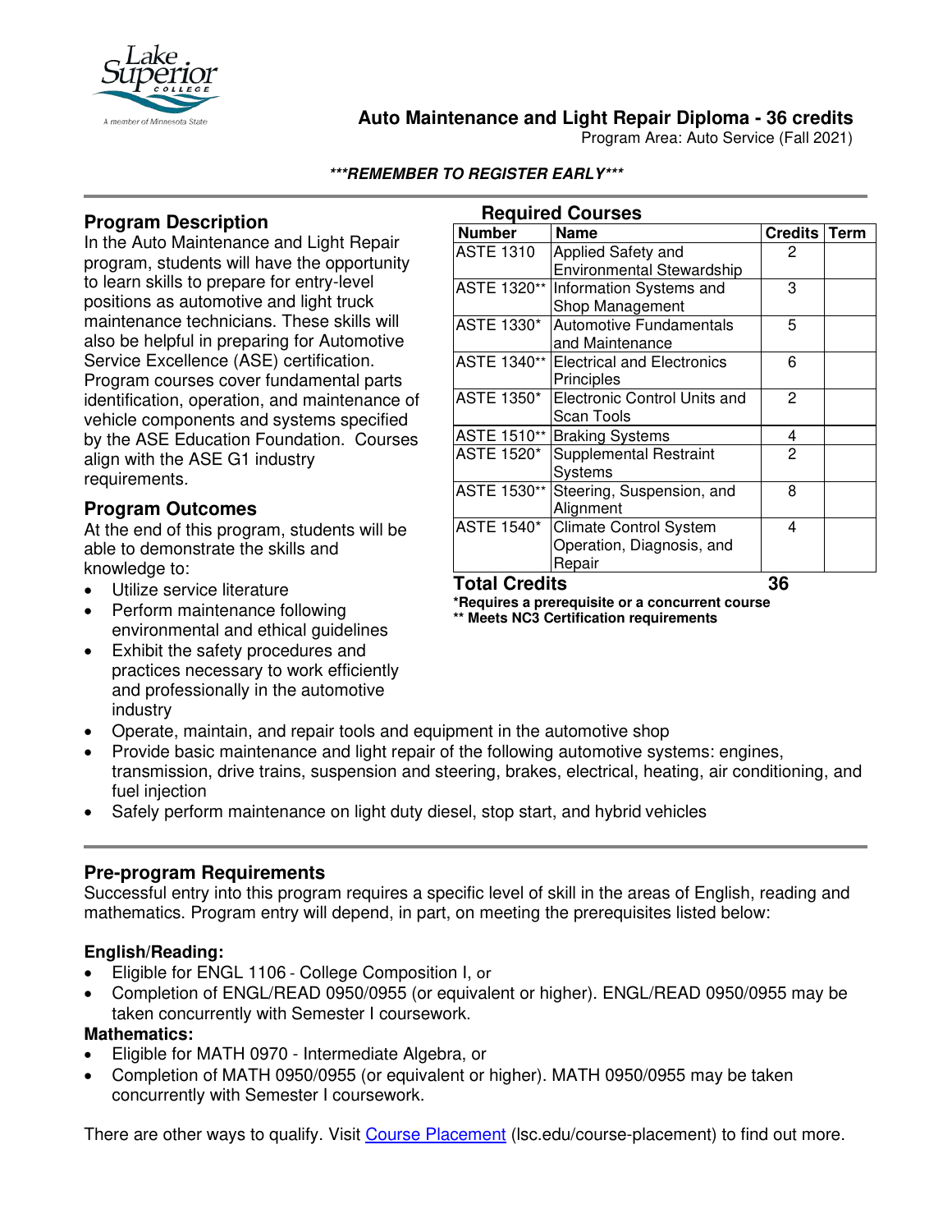# Auto Maintenance and Light Repair Diploma - 36 credits

Program Area: Auto Service (Fall 2021)

***REMEMBER TO REGISTER EARLY***

## Program Description

In the Auto Maintenance and Light Repair program, students will have the opportunity to learn skills to prepare for entry-level positions as automotive and light truck maintenance technicians. These skills will also be helpful in preparing for Automotive Service Excellence (ASE) certification. Program courses cover fundamental parts identification, operation, and maintenance of vehicle components and systems specified by the ASE Education Foundation. Courses align with the ASE G1 industry requirements.

## Program Outcomes

At the end of this program, students will be able to demonstrate the skills and knowledge to:

- Utilize service literature
- Perform maintenance following environmental and ethical guidelines
- Exhibit the safety procedures and practices necessary to work efficiently and professionally in the automotive industry
- Operate, maintain, and repair tools and equipment in the automotive shop
- Provide basic maintenance and light repair of the following automotive systems: engines, transmission, drive trains, suspension and steering, brakes, electrical, heating, air conditioning, and fuel injection
- Safely perform maintenance on light duty diesel, stop start, and hybrid vehicles

## Required Courses

| Number | Name | Credits | Term |
|---|---|---|---|
| ASTE 1310 | Applied Safety and Environmental Stewardship | 2 | |
| ASTE 1320** | Information Systems and Shop Management | 3 | |
| ASTE 1330* | Automotive Fundamentals and Maintenance | 5 | |
| ASTE 1340** | Electrical and Electronics Principles | 6 | |
| ASTE 1350* | Electronic Control Units and Scan Tools | 2 | |
| ASTE 1510** | Braking Systems | 4 | |
| ASTE 1520* | Supplemental Restraint Systems | 2 | |
| ASTE 1530** | Steering, Suspension, and Alignment | 8 | |
| ASTE 1540* | Climate Control System Operation, Diagnosis, and Repair | 4 | |
| **Total Credits** | | **36** | |

***Requires a prerequisite or a concurrent course**

**** Meets NC3 Certification requirements**

## Pre-program Requirements

Successful entry into this program requires a specific level of skill in the areas of English, reading and mathematics. Program entry will depend, in part, on meeting the prerequisites listed below:

### English/Reading:

- Eligible for ENGL 1106 - College Composition I, or
- Completion of ENGL/READ 0950/0955 (or equivalent or higher). ENGL/READ 0950/0955 may be taken concurrently with Semester I coursework.

### Mathematics:

- Eligible for MATH 0970 - Intermediate Algebra, or
- Completion of MATH 0950/0955 (or equivalent or higher). MATH 0950/0955 may be taken concurrently with Semester I coursework.

There are other ways to qualify. Visit Course Placement (lsc.edu/course-placement) to find out more.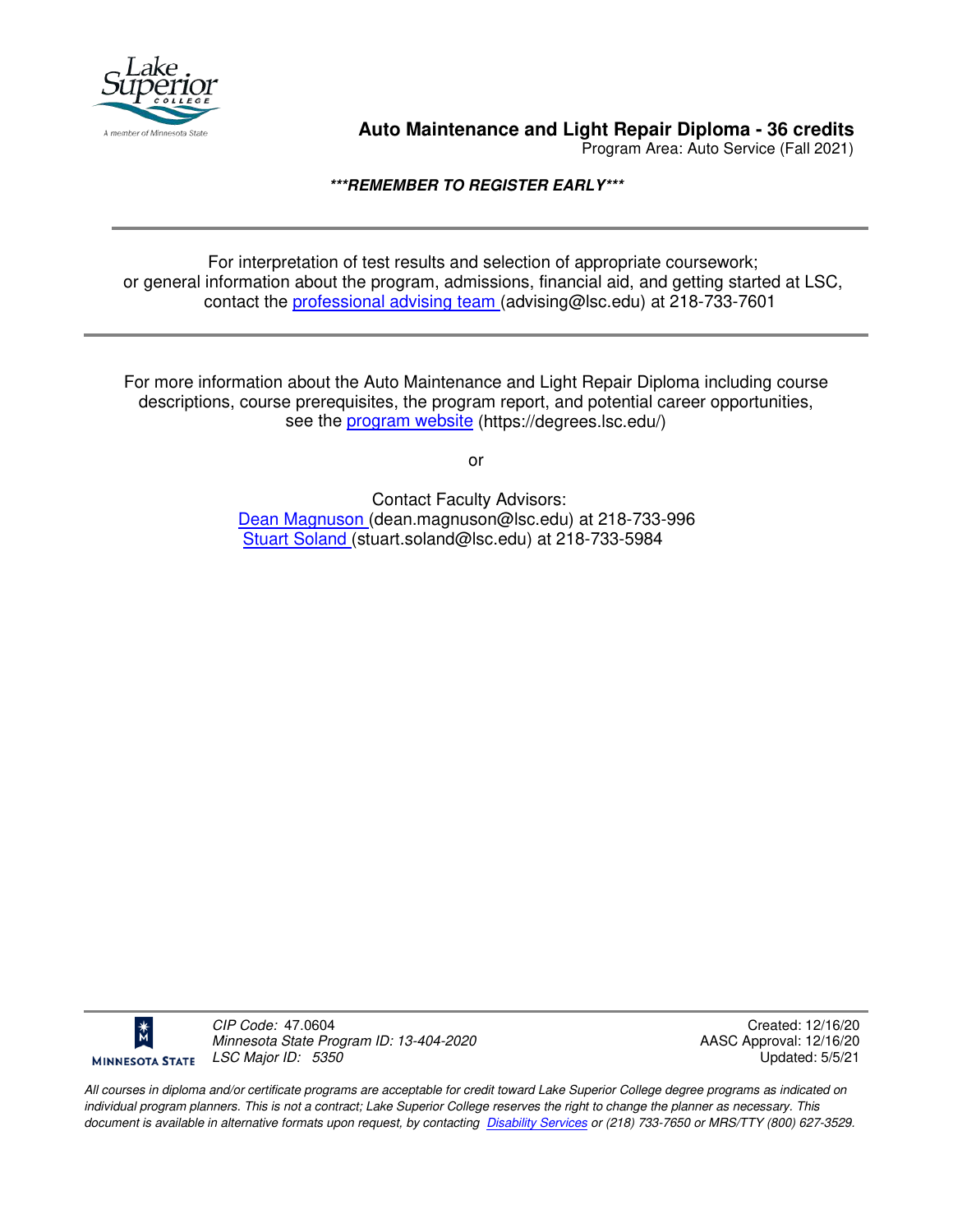## Auto Maintenance and Light Repair Diploma - 36 credits

Program Area: Auto Service (Fall 2021)

***REMEMBER TO REGISTER EARLY***

---

For interpretation of test results and selection of appropriate coursework; or general information about the program, admissions, financial aid, and getting started at LSC, contact the professional advising team (advising@lsc.edu) at 218-733-7601

---

For more information about the Auto Maintenance and Light Repair Diploma including course descriptions, course prerequisites, the program report, and potential career opportunities, see the program website (https://degrees.lsc.edu/)

or

Contact Faculty Advisors:
Dean Magnuson (dean.magnuson@lsc.edu) at 218-733-996
Stuart Soland (stuart.soland@lsc.edu) at 218-733-5984

---

*CIP Code:* 47.0604
*Minnesota State Program ID: 13-404-2020*
*LSC Major ID: 5350*

Created: 12/16/20
AASC Approval: 12/16/20
Updated: 5/5/21

*All courses in diploma and/or certificate programs are acceptable for credit toward Lake Superior College degree programs as indicated on individual program planners. This is not a contract; Lake Superior College reserves the right to change the planner as necessary. This document is available in alternative formats upon request, by contacting Disability Services or (218) 733-7650 or MRS/TTY (800) 627-3529.*